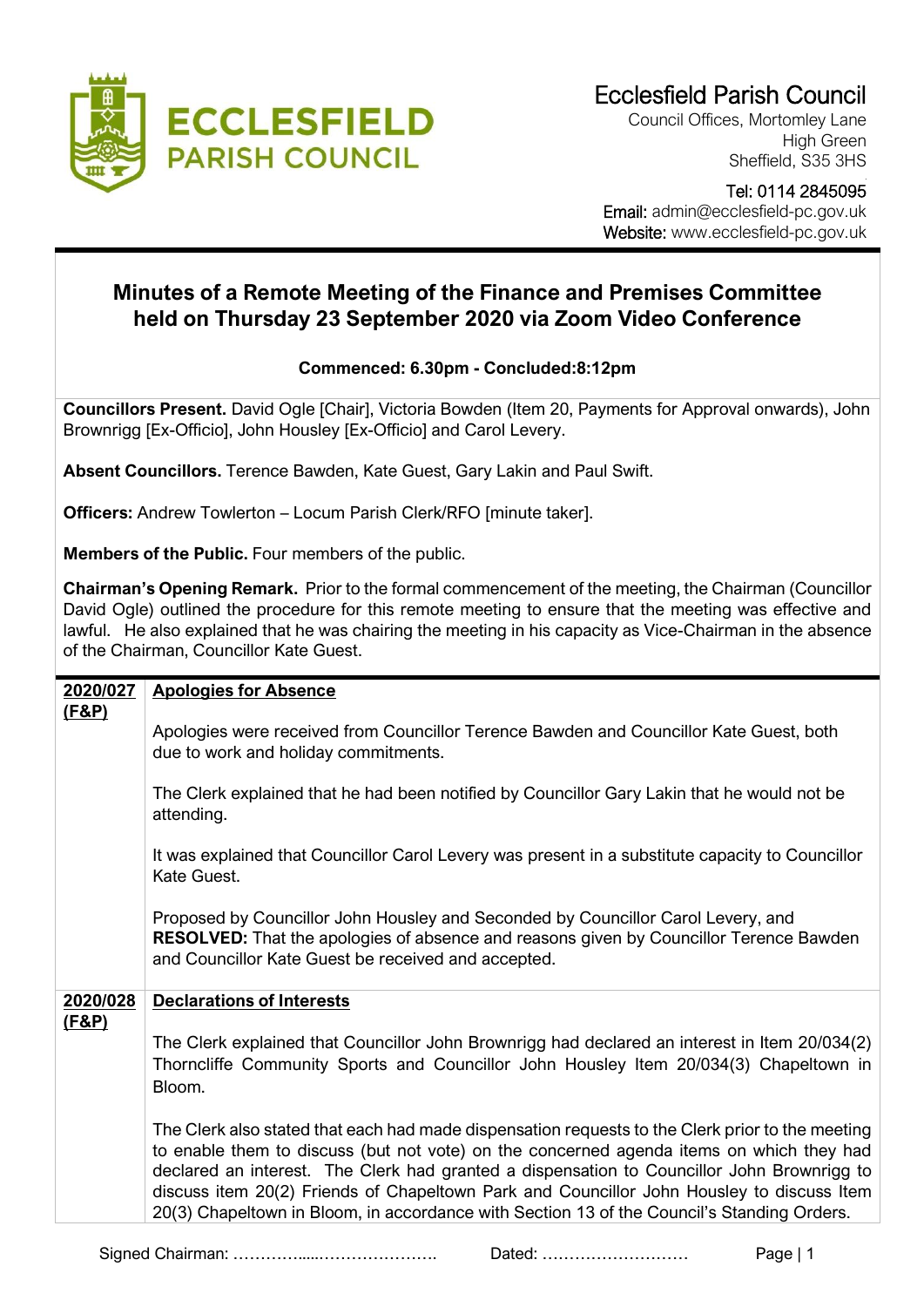# Ecclesfield Parish Council

Council Offices, Mortomley Lane
High Green
Sheffield, S35 3HS

Tel: 0114 2845095
Email: admin@ecclesfield-pc.gov.uk
Website: www.ecclesfield-pc.gov.uk

## Minutes of a Remote Meeting of the Finance and Premises Committee held on Thursday 23 September 2020 via Zoom Video Conference

**Commenced: 6.30pm - Concluded:8:12pm**

**Councillors Present.** David Ogle [Chair], Victoria Bowden (Item 20, Payments for Approval onwards), John Brownrigg [Ex-Officio], John Housley [Ex-Officio] and Carol Levery.

**Absent Councillors.** Terence Bawden, Kate Guest, Gary Lakin and Paul Swift.

**Officers:** Andrew Towlerton – Locum Parish Clerk/RFO [minute taker].

**Members of the Public.** Four members of the public.

**Chairman's Opening Remark.** Prior to the formal commencement of the meeting, the Chairman (Councillor David Ogle) outlined the procedure for this remote meeting to ensure that the meeting was effective and lawful. He also explained that he was chairing the meeting in his capacity as Vice-Chairman in the absence of the Chairman, Councillor Kate Guest.

| | |
|---|---|
| **2020/027 (F&P)** | **Apologies for Absence**<br><br>Apologies were received from Councillor Terence Bawden and Councillor Kate Guest, both due to work and holiday commitments.<br><br>The Clerk explained that he had been notified by Councillor Gary Lakin that he would not be attending.<br><br>It was explained that Councillor Carol Levery was present in a substitute capacity to Councillor Kate Guest.<br><br>Proposed by Councillor John Housley and Seconded by Councillor Carol Levery, and **RESOLVED:** That the apologies of absence and reasons given by Councillor Terence Bawden and Councillor Kate Guest be received and accepted. |
| **2020/028 (F&P)** | **Declarations of Interests**<br><br>The Clerk explained that Councillor John Brownrigg had declared an interest in Item 20/034(2) Thorncliffe Community Sports and Councillor John Housley Item 20/034(3) Chapeltown in Bloom.<br><br>The Clerk also stated that each had made dispensation requests to the Clerk prior to the meeting to enable them to discuss (but not vote) on the concerned agenda items on which they had declared an interest. The Clerk had granted a dispensation to Councillor John Brownrigg to discuss item 20(2) Friends of Chapeltown Park and Councillor John Housley to discuss Item 20(3) Chapeltown in Bloom, in accordance with Section 13 of the Council's Standing Orders. |

Signed Chairman: ……………....…………………. Dated: ………………………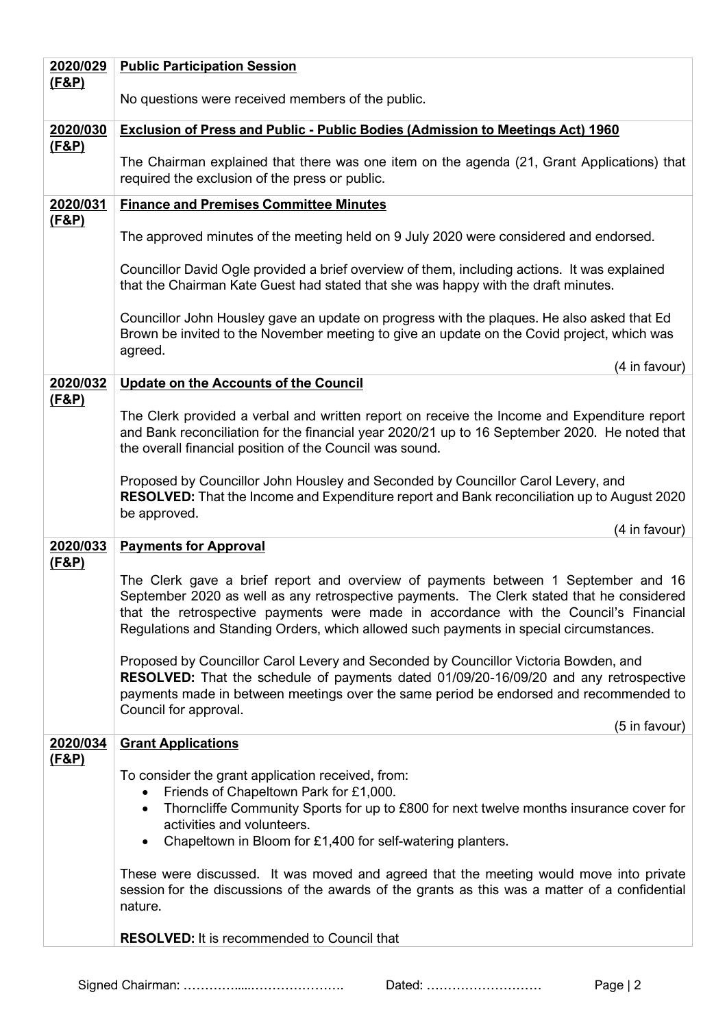| | |
|---|---|
| **2020/029 (F&P)** | **Public Participation Session**<br><br>No questions were received members of the public. |
| **2020/030 (F&P)** | **Exclusion of Press and Public - Public Bodies (Admission to Meetings Act) 1960**<br><br>The Chairman explained that there was one item on the agenda (21, Grant Applications) that required the exclusion of the press or public. |
| **2020/031 (F&P)** | **Finance and Premises Committee Minutes**<br><br>The approved minutes of the meeting held on 9 July 2020 were considered and endorsed.<br><br>Councillor David Ogle provided a brief overview of them, including actions. It was explained that the Chairman Kate Guest had stated that she was happy with the draft minutes.<br><br>Councillor John Housley gave an update on progress with the plaques. He also asked that Ed Brown be invited to the November meeting to give an update on the Covid project, which was agreed.<br><br>(4 in favour) |
| **2020/032 (F&P)** | **Update on the Accounts of the Council**<br><br>The Clerk provided a verbal and written report on receive the Income and Expenditure report and Bank reconciliation for the financial year 2020/21 up to 16 September 2020. He noted that the overall financial position of the Council was sound.<br><br>Proposed by Councillor John Housley and Seconded by Councillor Carol Levery, and **RESOLVED:** That the Income and Expenditure report and Bank reconciliation up to August 2020 be approved.<br><br>(4 in favour) |
| **2020/033 (F&P)** | **Payments for Approval**<br><br>The Clerk gave a brief report and overview of payments between 1 September and 16 September 2020 as well as any retrospective payments. The Clerk stated that he considered that the retrospective payments were made in accordance with the Council's Financial Regulations and Standing Orders, which allowed such payments in special circumstances.<br><br>Proposed by Councillor Carol Levery and Seconded by Councillor Victoria Bowden, and **RESOLVED:** That the schedule of payments dated 01/09/20-16/09/20 and any retrospective payments made in between meetings over the same period be endorsed and recommended to Council for approval.<br><br>(5 in favour) |
| **2020/034 (F&P)** | **Grant Applications**<br><br>To consider the grant application received, from:<br>• Friends of Chapeltown Park for £1,000.<br>• Thorncliffe Community Sports for up to £800 for next twelve months insurance cover for activities and volunteers.<br>• Chapeltown in Bloom for £1,400 for self-watering planters.<br><br>These were discussed. It was moved and agreed that the meeting would move into private session for the discussions of the awards of the grants as this was a matter of a confidential nature.<br><br>**RESOLVED:** It is recommended to Council that |

Signed Chairman: ……………....…………………. Dated: ………………………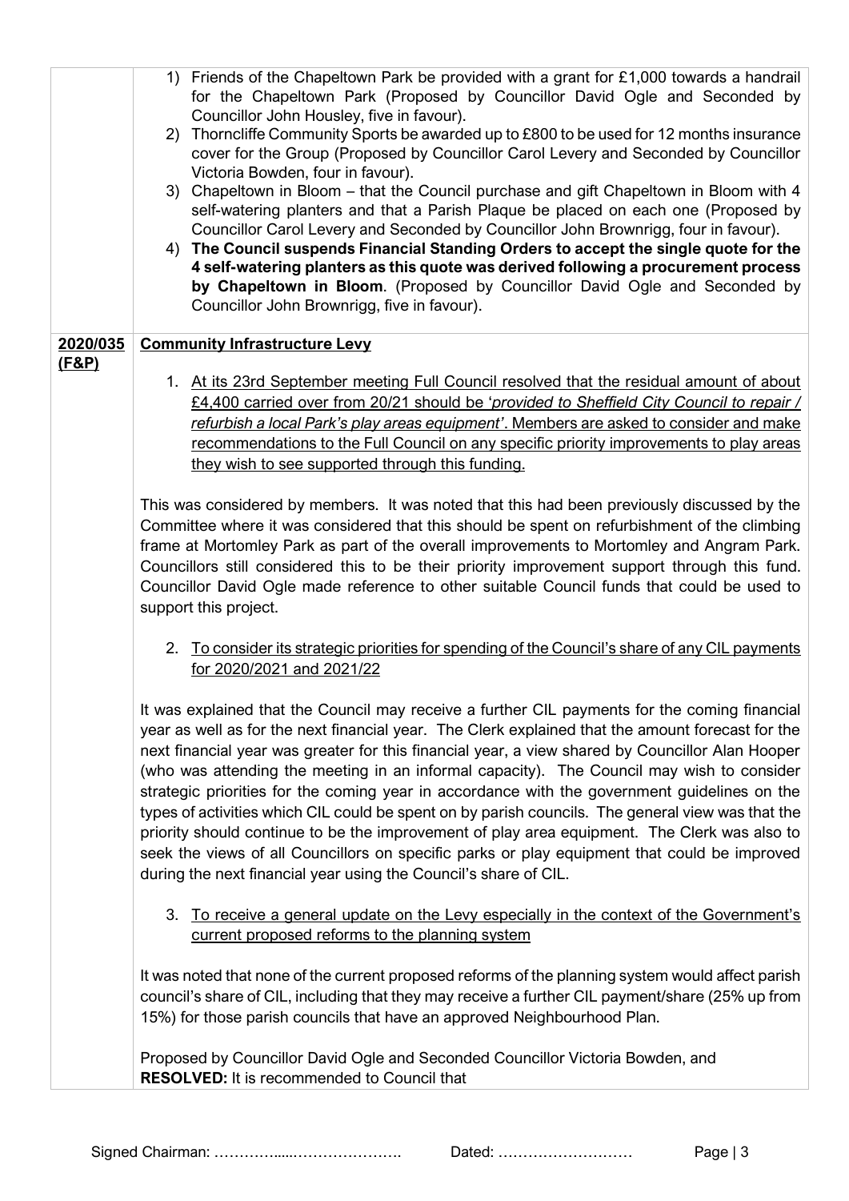| | |
|---|---|
| | 1) Friends of the Chapeltown Park be provided with a grant for £1,000 towards a handrail for the Chapeltown Park (Proposed by Councillor David Ogle and Seconded by Councillor John Housley, five in favour).<br>2) Thorncliffe Community Sports be awarded up to £800 to be used for 12 months insurance cover for the Group (Proposed by Councillor Carol Levery and Seconded by Councillor Victoria Bowden, four in favour).<br>3) Chapeltown in Bloom – that the Council purchase and gift Chapeltown in Bloom with 4 self-watering planters and that a Parish Plaque be placed on each one (Proposed by Councillor Carol Levery and Seconded by Councillor John Brownrigg, four in favour).<br>4) **The Council suspends Financial Standing Orders to accept the single quote for the 4 self-watering planters as this quote was derived following a procurement process by Chapeltown in Bloom**. (Proposed by Councillor David Ogle and Seconded by Councillor John Brownrigg, five in favour). |
| **2020/035 (F&P)** | **Community Infrastructure Levy**<br><br>1. At its 23rd September meeting Full Council resolved that the residual amount of about £4,400 carried over from 20/21 should be '*provided to Sheffield City Council to repair / refurbish a local Park's play areas equipment'*. Members are asked to consider and make recommendations to the Full Council on any specific priority improvements to play areas they wish to see supported through this funding.<br><br>This was considered by members. It was noted that this had been previously discussed by the Committee where it was considered that this should be spent on refurbishment of the climbing frame at Mortomley Park as part of the overall improvements to Mortomley and Angram Park. Councillors still considered this to be their priority improvement support through this fund. Councillor David Ogle made reference to other suitable Council funds that could be used to support this project.<br><br>2. To consider its strategic priorities for spending of the Council's share of any CIL payments for 2020/2021 and 2021/22<br><br>It was explained that the Council may receive a further CIL payments for the coming financial year as well as for the next financial year. The Clerk explained that the amount forecast for the next financial year was greater for this financial year, a view shared by Councillor Alan Hooper (who was attending the meeting in an informal capacity). The Council may wish to consider strategic priorities for the coming year in accordance with the government guidelines on the types of activities which CIL could be spent on by parish councils. The general view was that the priority should continue to be the improvement of play area equipment. The Clerk was also to seek the views of all Councillors on specific parks or play equipment that could be improved during the next financial year using the Council's share of CIL.<br><br>3. To receive a general update on the Levy especially in the context of the Government's current proposed reforms to the planning system<br><br>It was noted that none of the current proposed reforms of the planning system would affect parish council's share of CIL, including that they may receive a further CIL payment/share (25% up from 15%) for those parish councils that have an approved Neighbourhood Plan.<br><br>Proposed by Councillor David Ogle and Seconded Councillor Victoria Bowden, and<br>**RESOLVED:** It is recommended to Council that |

Signed Chairman: …………....…………………. Dated: ………………………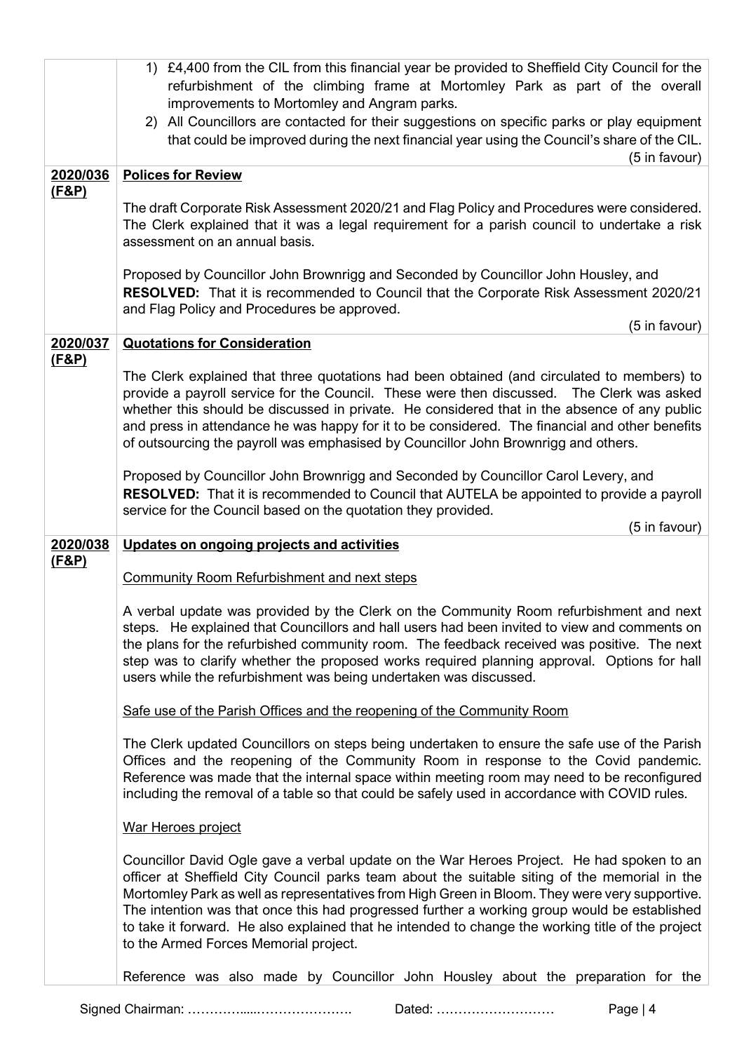| | |
|---|---|
| | 1) £4,400 from the CIL from this financial year be provided to Sheffield City Council for the refurbishment of the climbing frame at Mortomley Park as part of the overall improvements to Mortomley and Angram parks.<br>2) All Councillors are contacted for their suggestions on specific parks or play equipment that could be improved during the next financial year using the Council's share of the CIL.<br>(5 in favour) |
| **2020/036 (F&P)** | **Polices for Review**<br><br>The draft Corporate Risk Assessment 2020/21 and Flag Policy and Procedures were considered. The Clerk explained that it was a legal requirement for a parish council to undertake a risk assessment on an annual basis.<br><br>Proposed by Councillor John Brownrigg and Seconded by Councillor John Housley, and **RESOLVED:** That it is recommended to Council that the Corporate Risk Assessment 2020/21 and Flag Policy and Procedures be approved.<br>(5 in favour) |
| **2020/037 (F&P)** | **Quotations for Consideration**<br><br>The Clerk explained that three quotations had been obtained (and circulated to members) to provide a payroll service for the Council. These were then discussed. The Clerk was asked whether this should be discussed in private. He considered that in the absence of any public and press in attendance he was happy for it to be considered. The financial and other benefits of outsourcing the payroll was emphasised by Councillor John Brownrigg and others.<br><br>Proposed by Councillor John Brownrigg and Seconded by Councillor Carol Levery, and **RESOLVED:** That it is recommended to Council that AUTELA be appointed to provide a payroll service for the Council based on the quotation they provided.<br>(5 in favour) |
| **2020/038 (F&P)** | **Updates on ongoing projects and activities**<br><br>Community Room Refurbishment and next steps<br><br>A verbal update was provided by the Clerk on the Community Room refurbishment and next steps. He explained that Councillors and hall users had been invited to view and comments on the plans for the refurbished community room. The feedback received was positive. The next step was to clarify whether the proposed works required planning approval. Options for hall users while the refurbishment was being undertaken was discussed.<br><br>Safe use of the Parish Offices and the reopening of the Community Room<br><br>The Clerk updated Councillors on steps being undertaken to ensure the safe use of the Parish Offices and the reopening of the Community Room in response to the Covid pandemic. Reference was made that the internal space within meeting room may need to be reconfigured including the removal of a table so that could be safely used in accordance with COVID rules.<br><br>War Heroes project<br><br>Councillor David Ogle gave a verbal update on the War Heroes Project. He had spoken to an officer at Sheffield City Council parks team about the suitable siting of the memorial in the Mortomley Park as well as representatives from High Green in Bloom. They were very supportive. The intention was that once this had progressed further a working group would be established to take it forward. He also explained that he intended to change the working title of the project to the Armed Forces Memorial project.<br><br>Reference was also made by Councillor John Housley about the preparation for the |

Signed Chairman: …………….…………………. Dated: ………………………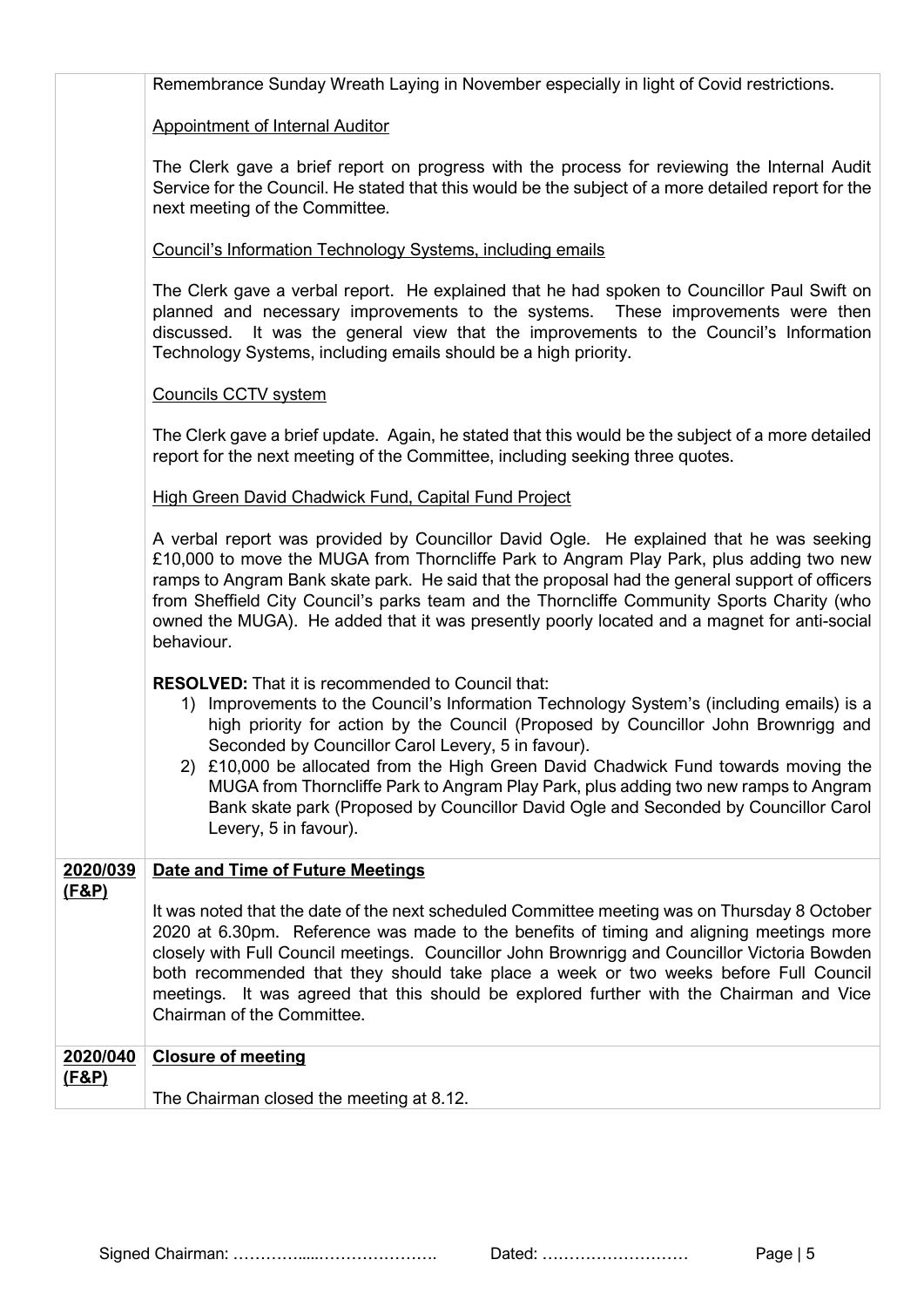| | |
|---|---|
| | Remembrance Sunday Wreath Laying in November especially in light of Covid restrictions.<br><br><u>Appointment of Internal Auditor</u><br><br>The Clerk gave a brief report on progress with the process for reviewing the Internal Audit Service for the Council. He stated that this would be the subject of a more detailed report for the next meeting of the Committee.<br><br><u>Council's Information Technology Systems, including emails</u><br><br>The Clerk gave a verbal report. He explained that he had spoken to Councillor Paul Swift on planned and necessary improvements to the systems. These improvements were then discussed. It was the general view that the improvements to the Council's Information Technology Systems, including emails should be a high priority.<br><br><u>Councils CCTV system</u><br><br>The Clerk gave a brief update. Again, he stated that this would be the subject of a more detailed report for the next meeting of the Committee, including seeking three quotes.<br><br><u>High Green David Chadwick Fund, Capital Fund Project</u><br><br>A verbal report was provided by Councillor David Ogle. He explained that he was seeking £10,000 to move the MUGA from Thorncliffe Park to Angram Play Park, plus adding two new ramps to Angram Bank skate park. He said that the proposal had the general support of officers from Sheffield City Council's parks team and the Thorncliffe Community Sports Charity (who owned the MUGA). He added that it was presently poorly located and a magnet for anti-social behaviour.<br><br>**RESOLVED:** That it is recommended to Council that:<br>1) Improvements to the Council's Information Technology System's (including emails) is a high priority for action by the Council (Proposed by Councillor John Brownrigg and Seconded by Councillor Carol Levery, 5 in favour).<br>2) £10,000 be allocated from the High Green David Chadwick Fund towards moving the MUGA from Thorncliffe Park to Angram Play Park, plus adding two new ramps to Angram Bank skate park (Proposed by Councillor David Ogle and Seconded by Councillor Carol Levery, 5 in favour). |
| **<u>2020/039 (F&P)</u>** | **<u>Date and Time of Future Meetings</u>**<br><br>It was noted that the date of the next scheduled Committee meeting was on Thursday 8 October 2020 at 6.30pm. Reference was made to the benefits of timing and aligning meetings more closely with Full Council meetings. Councillor John Brownrigg and Councillor Victoria Bowden both recommended that they should take place a week or two weeks before Full Council meetings. It was agreed that this should be explored further with the Chairman and Vice Chairman of the Committee. |
| **<u>2020/040 (F&P)</u>** | **<u>Closure of meeting</u>**<br><br>The Chairman closed the meeting at 8.12. |

Signed Chairman: ……………....…………………. Dated: ………………………